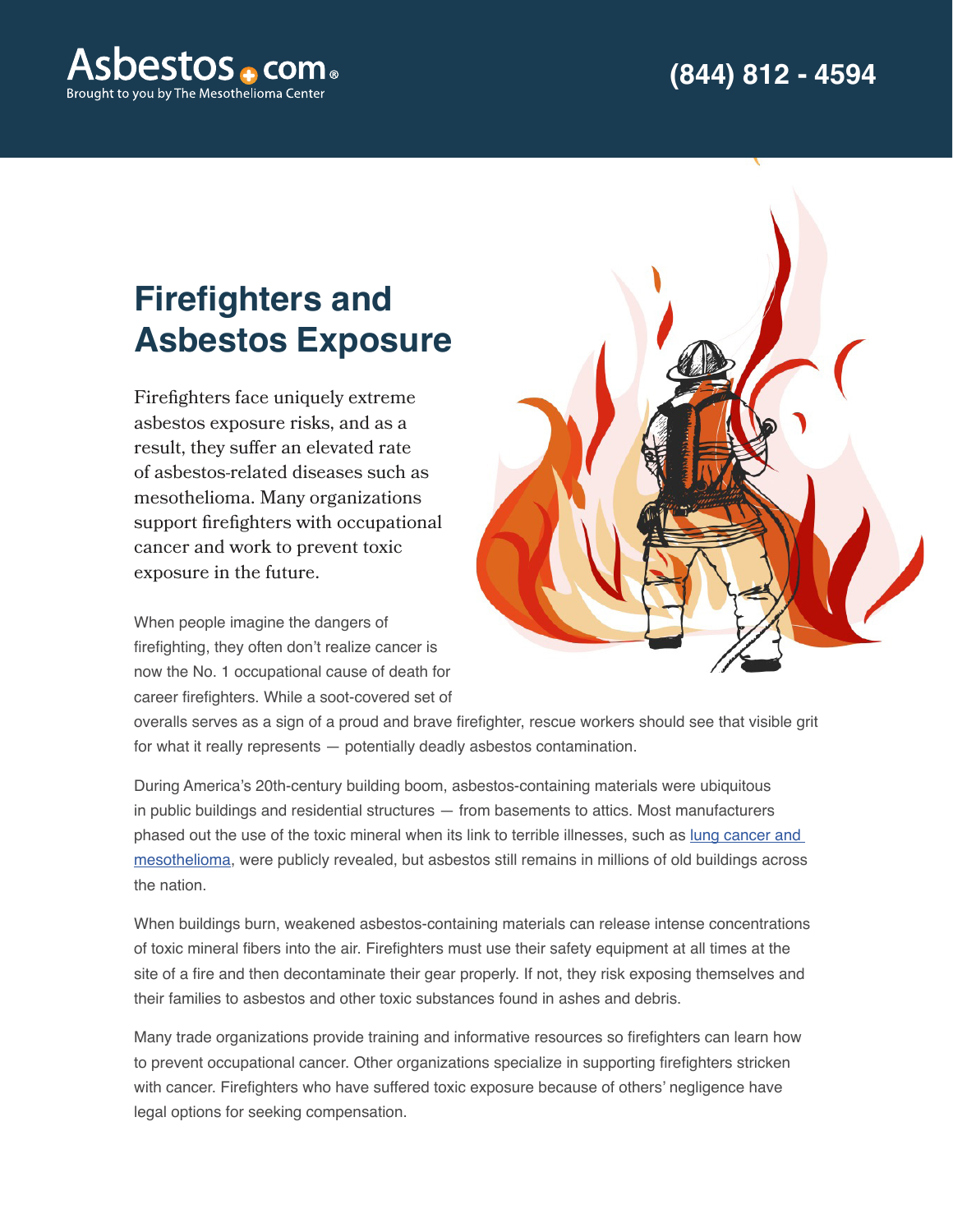Asbestos.com
Brought to you by The Mesothelioma Center

(844) 812 - 4594

# Firefighters and Asbestos Exposure

Firefighters face uniquely extreme asbestos exposure risks, and as a result, they suffer an elevated rate of asbestos-related diseases such as mesothelioma. Many organizations support firefighters with occupational cancer and work to prevent toxic exposure in the future.

When people imagine the dangers of firefighting, they often don't realize cancer is now the No. 1 occupational cause of death for career firefighters. While a soot-covered set of overalls serves as a sign of a proud and brave firefighter, rescue workers should see that visible grit for what it really represents — potentially deadly asbestos contamination.

During America's 20th-century building boom, asbestos-containing materials were ubiquitous in public buildings and residential structures — from basements to attics. Most manufacturers phased out the use of the toxic mineral when its link to terrible illnesses, such as lung cancer and mesothelioma, were publicly revealed, but asbestos still remains in millions of old buildings across the nation.

When buildings burn, weakened asbestos-containing materials can release intense concentrations of toxic mineral fibers into the air. Firefighters must use their safety equipment at all times at the site of a fire and then decontaminate their gear properly. If not, they risk exposing themselves and their families to asbestos and other toxic substances found in ashes and debris.

Many trade organizations provide training and informative resources so firefighters can learn how to prevent occupational cancer. Other organizations specialize in supporting firefighters stricken with cancer. Firefighters who have suffered toxic exposure because of others' negligence have legal options for seeking compensation.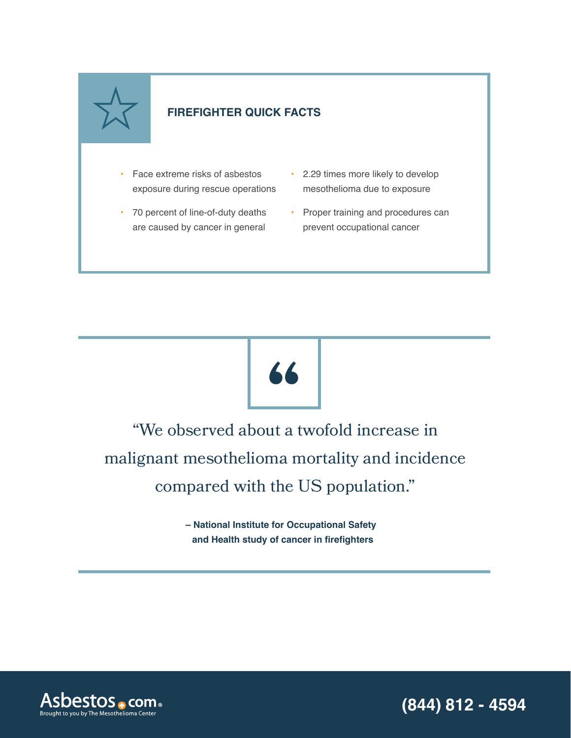## FIREFIGHTER QUICK FACTS

- Face extreme risks of asbestos exposure during rescue operations
- 70 percent of line-of-duty deaths are caused by cancer in general
- 2.29 times more likely to develop mesothelioma due to exposure
- Proper training and procedures can prevent occupational cancer

> "We observed about a twofold increase in malignant mesothelioma mortality and incidence compared with the US population."
>
> **– National Institute for Occupational Safety and Health study of cancer in firefighters**

Asbestos.com
Brought to you by The Mesothelioma Center

**(844) 812 - 4594**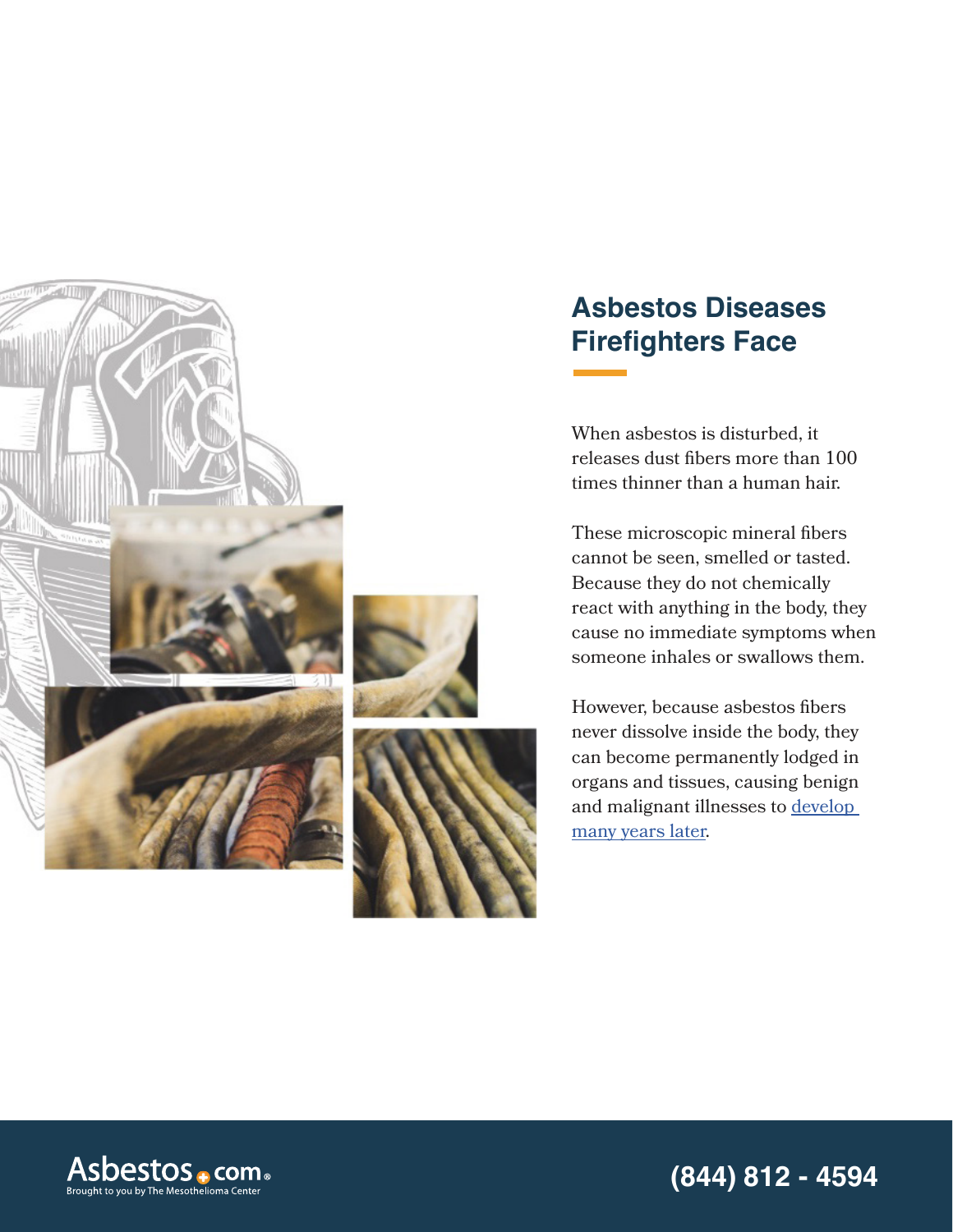## Asbestos Diseases Firefighters Face

When asbestos is disturbed, it releases dust fibers more than 100 times thinner than a human hair.

These microscopic mineral fibers cannot be seen, smelled or tasted. Because they do not chemically react with anything in the body, they cause no immediate symptoms when someone inhales or swallows them.

However, because asbestos fibers never dissolve inside the body, they can become permanently lodged in organs and tissues, causing benign and malignant illnesses to develop many years later.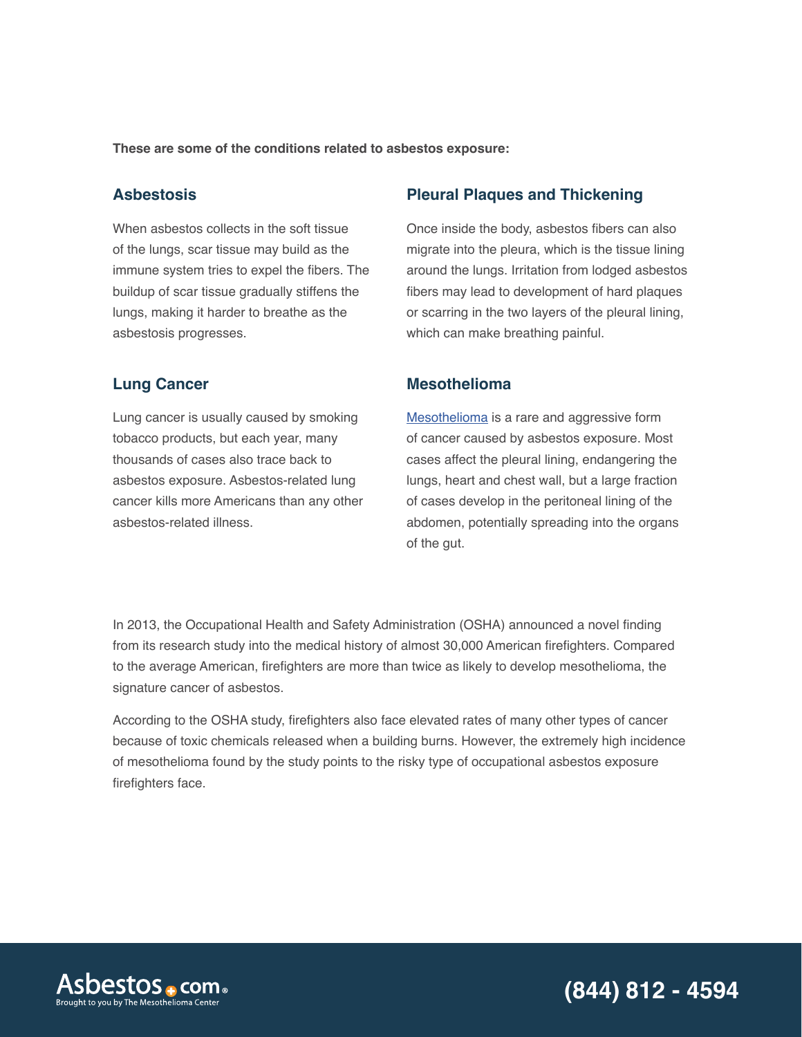**These are some of the conditions related to asbestos exposure:**

### Asbestosis

When asbestos collects in the soft tissue of the lungs, scar tissue may build as the immune system tries to expel the fibers. The buildup of scar tissue gradually stiffens the lungs, making it harder to breathe as the asbestosis progresses.

### Pleural Plaques and Thickening

Once inside the body, asbestos fibers can also migrate into the pleura, which is the tissue lining around the lungs. Irritation from lodged asbestos fibers may lead to development of hard plaques or scarring in the two layers of the pleural lining, which can make breathing painful.

### Lung Cancer

Lung cancer is usually caused by smoking tobacco products, but each year, many thousands of cases also trace back to asbestos exposure. Asbestos-related lung cancer kills more Americans than any other asbestos-related illness.

### Mesothelioma

Mesothelioma is a rare and aggressive form of cancer caused by asbestos exposure. Most cases affect the pleural lining, endangering the lungs, heart and chest wall, but a large fraction of cases develop in the peritoneal lining of the abdomen, potentially spreading into the organs of the gut.

In 2013, the Occupational Health and Safety Administration (OSHA) announced a novel finding from its research study into the medical history of almost 30,000 American firefighters. Compared to the average American, firefighters are more than twice as likely to develop mesothelioma, the signature cancer of asbestos.

According to the OSHA study, firefighters also face elevated rates of many other types of cancer because of toxic chemicals released when a building burns. However, the extremely high incidence of mesothelioma found by the study points to the risky type of occupational asbestos exposure firefighters face.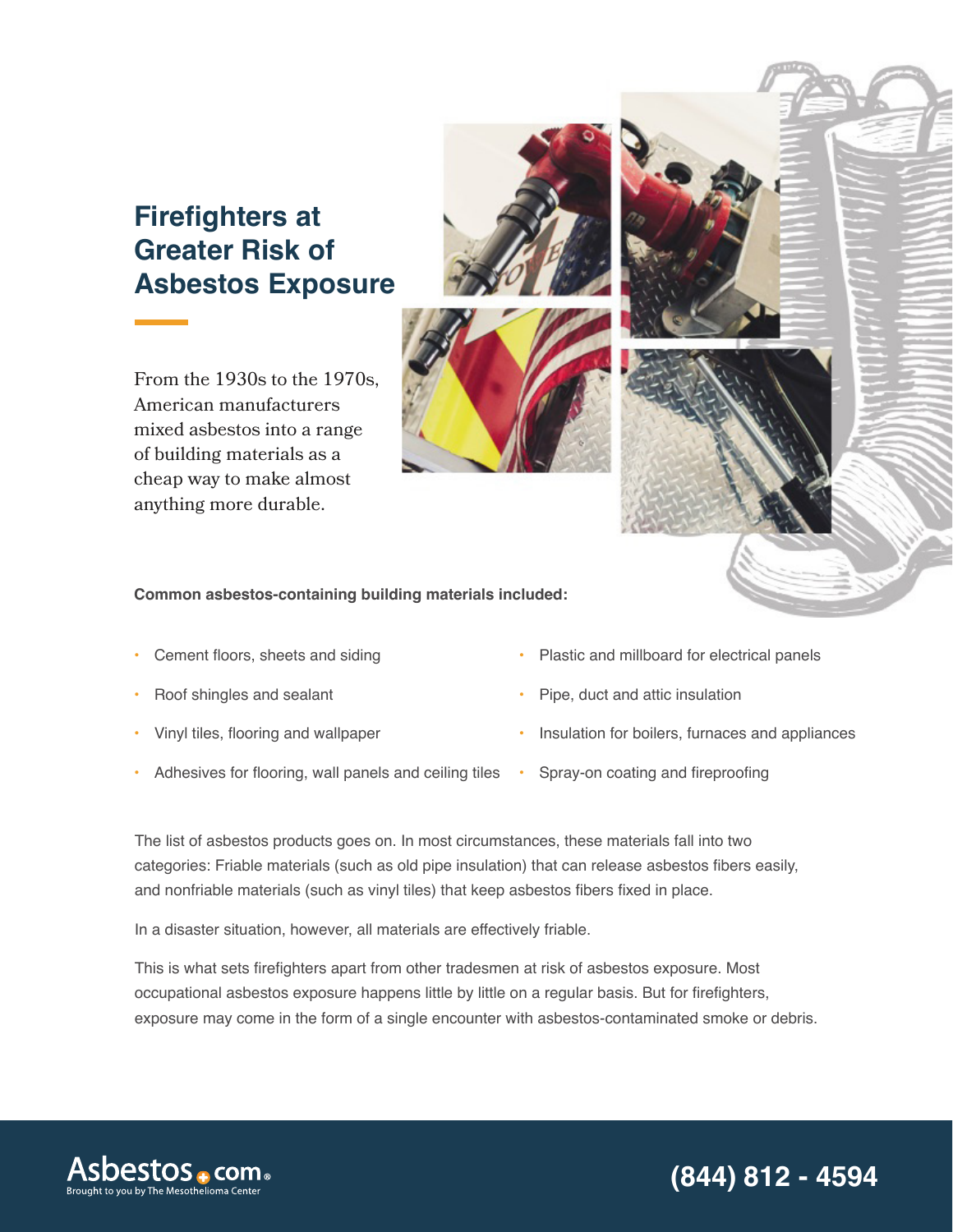# Firefighters at Greater Risk of Asbestos Exposure

From the 1930s to the 1970s, American manufacturers mixed asbestos into a range of building materials as a cheap way to make almost anything more durable.

**Common asbestos-containing building materials included:**

- Cement floors, sheets and siding
- Roof shingles and sealant
- Vinyl tiles, flooring and wallpaper
- Adhesives for flooring, wall panels and ceiling tiles
- Plastic and millboard for electrical panels
- Pipe, duct and attic insulation
- Insulation for boilers, furnaces and appliances
- Spray-on coating and fireproofing

The list of asbestos products goes on. In most circumstances, these materials fall into two categories: Friable materials (such as old pipe insulation) that can release asbestos fibers easily, and nonfriable materials (such as vinyl tiles) that keep asbestos fibers fixed in place.

In a disaster situation, however, all materials are effectively friable.

This is what sets firefighters apart from other tradesmen at risk of asbestos exposure. Most occupational asbestos exposure happens little by little on a regular basis. But for firefighters, exposure may come in the form of a single encounter with asbestos-contaminated smoke or debris.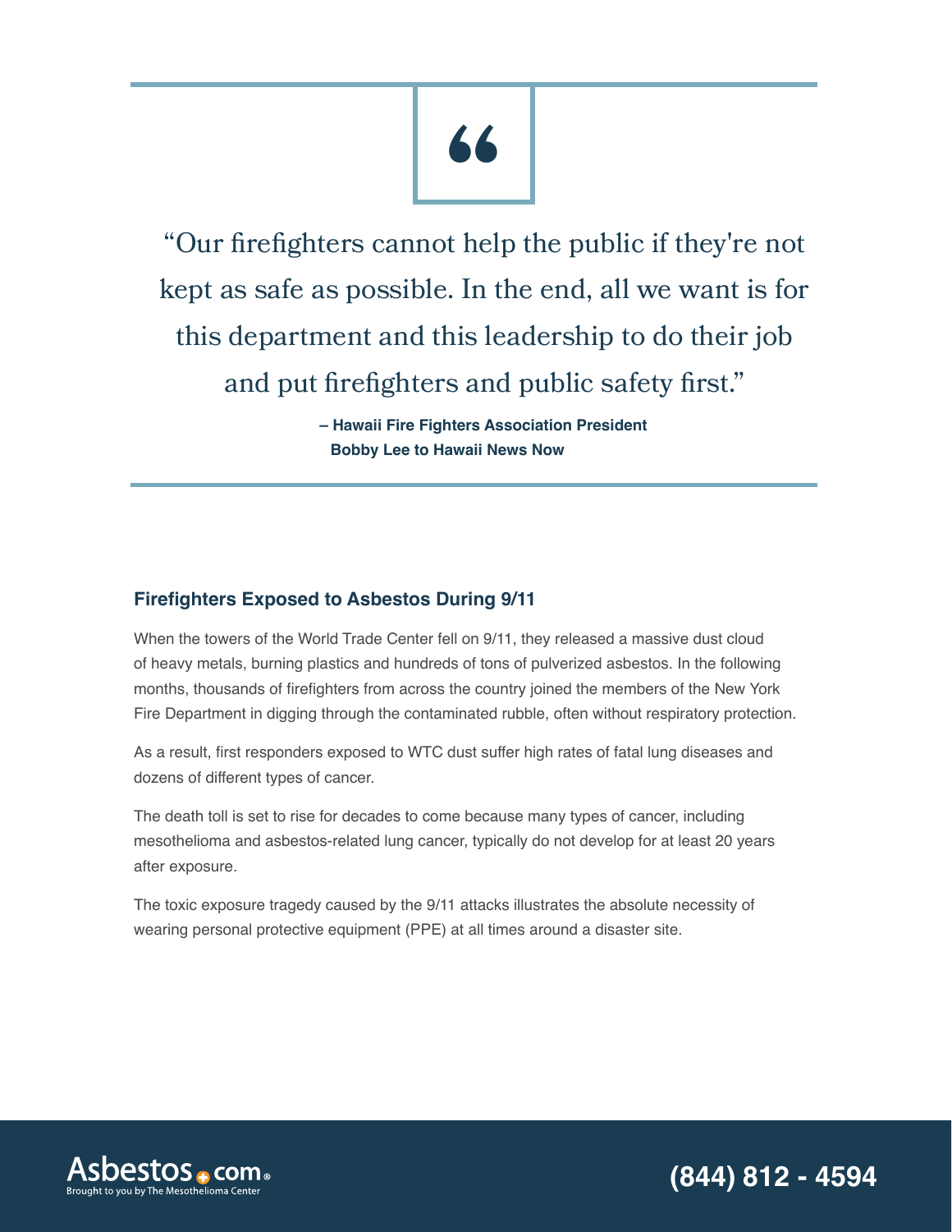> "Our firefighters cannot help the public if they're not kept as safe as possible. In the end, all we want is for this department and this leadership to do their job and put firefighters and public safety first."
>
> **– Hawaii Fire Fighters Association President Bobby Lee to Hawaii News Now**

### Firefighters Exposed to Asbestos During 9/11

When the towers of the World Trade Center fell on 9/11, they released a massive dust cloud of heavy metals, burning plastics and hundreds of tons of pulverized asbestos. In the following months, thousands of firefighters from across the country joined the members of the New York Fire Department in digging through the contaminated rubble, often without respiratory protection.

As a result, first responders exposed to WTC dust suffer high rates of fatal lung diseases and dozens of different types of cancer.

The death toll is set to rise for decades to come because many types of cancer, including mesothelioma and asbestos-related lung cancer, typically do not develop for at least 20 years after exposure.

The toxic exposure tragedy caused by the 9/11 attacks illustrates the absolute necessity of wearing personal protective equipment (PPE) at all times around a disaster site.

Asbestos.com
Brought to you by The Mesothelioma Center

**(844) 812 - 4594**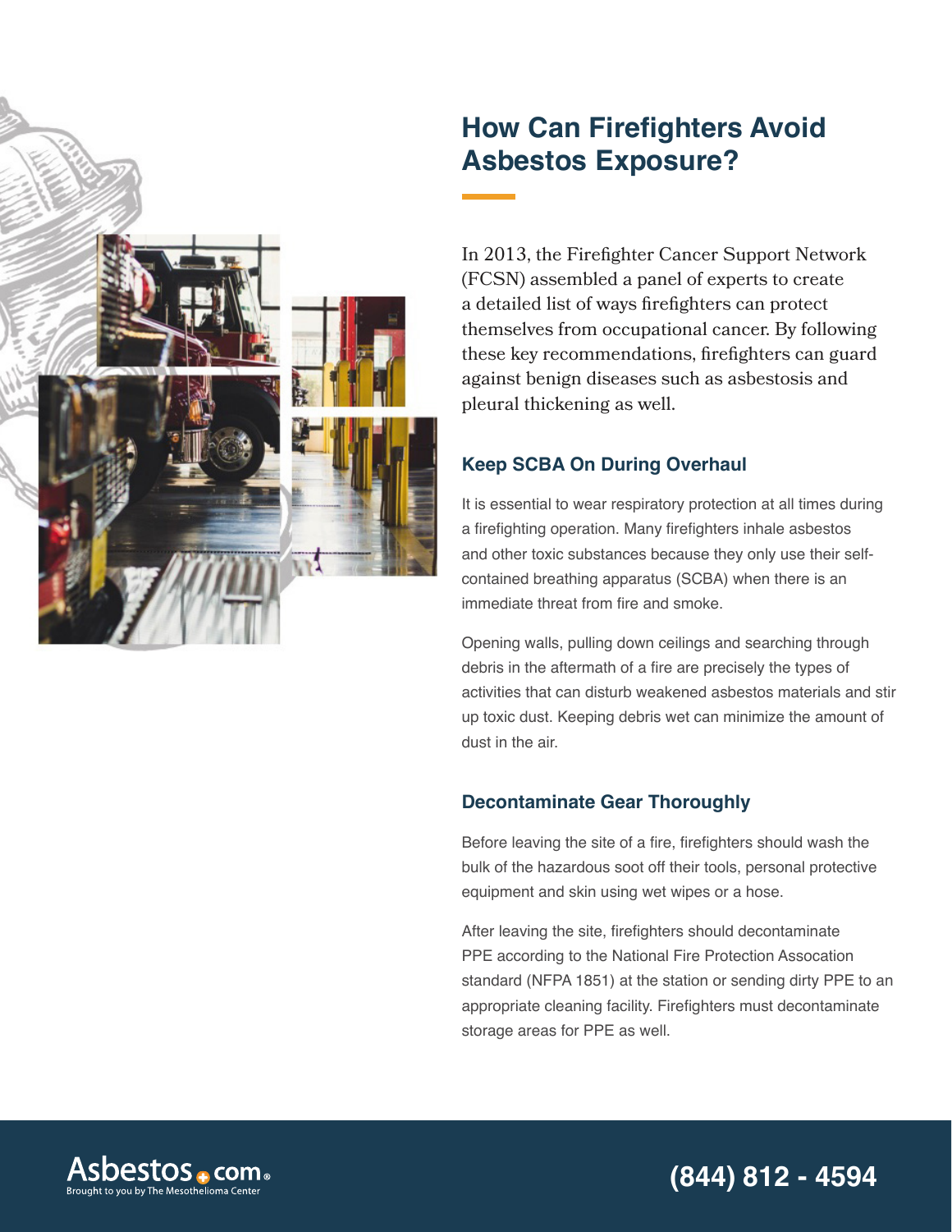# How Can Firefighters Avoid Asbestos Exposure?

In 2013, the Firefighter Cancer Support Network (FCSN) assembled a panel of experts to create a detailed list of ways firefighters can protect themselves from occupational cancer. By following these key recommendations, firefighters can guard against benign diseases such as asbestosis and pleural thickening as well.

## Keep SCBA On During Overhaul

It is essential to wear respiratory protection at all times during a firefighting operation. Many firefighters inhale asbestos and other toxic substances because they only use their self-contained breathing apparatus (SCBA) when there is an immediate threat from fire and smoke.

Opening walls, pulling down ceilings and searching through debris in the aftermath of a fire are precisely the types of activities that can disturb weakened asbestos materials and stir up toxic dust. Keeping debris wet can minimize the amount of dust in the air.

## Decontaminate Gear Thoroughly

Before leaving the site of a fire, firefighters should wash the bulk of the hazardous soot off their tools, personal protective equipment and skin using wet wipes or a hose.

After leaving the site, firefighters should decontaminate PPE according to the National Fire Protection Assocation standard (NFPA 1851) at the station or sending dirty PPE to an appropriate cleaning facility. Firefighters must decontaminate storage areas for PPE as well.

Asbestos.com
Brought to you by The Mesothelioma Center

(844) 812 - 4594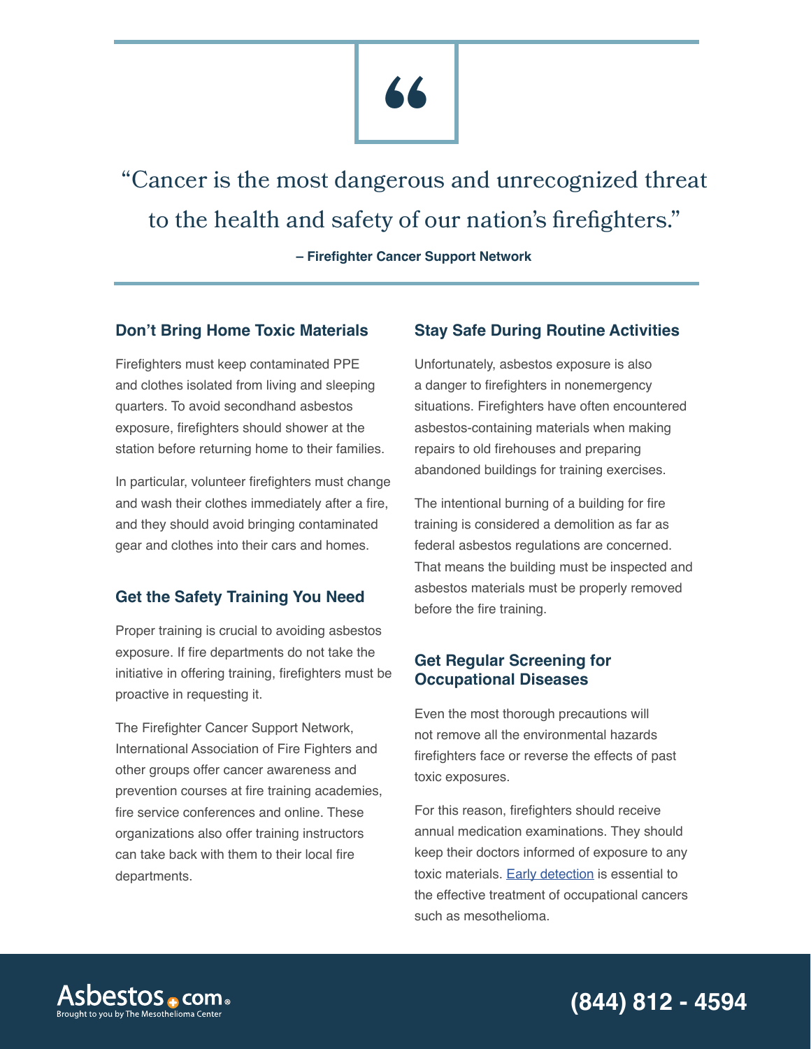> "Cancer is the most dangerous and unrecognized threat to the health and safety of our nation's firefighters."
>
> **– Firefighter Cancer Support Network**

## Don't Bring Home Toxic Materials

Firefighters must keep contaminated PPE and clothes isolated from living and sleeping quarters. To avoid secondhand asbestos exposure, firefighters should shower at the station before returning home to their families.

In particular, volunteer firefighters must change and wash their clothes immediately after a fire, and they should avoid bringing contaminated gear and clothes into their cars and homes.

## Get the Safety Training You Need

Proper training is crucial to avoiding asbestos exposure. If fire departments do not take the initiative in offering training, firefighters must be proactive in requesting it.

The Firefighter Cancer Support Network, International Association of Fire Fighters and other groups offer cancer awareness and prevention courses at fire training academies, fire service conferences and online. These organizations also offer training instructors can take back with them to their local fire departments.

## Stay Safe During Routine Activities

Unfortunately, asbestos exposure is also a danger to firefighters in nonemergency situations. Firefighters have often encountered asbestos-containing materials when making repairs to old firehouses and preparing abandoned buildings for training exercises.

The intentional burning of a building for fire training is considered a demolition as far as federal asbestos regulations are concerned. That means the building must be inspected and asbestos materials must be properly removed before the fire training.

## Get Regular Screening for Occupational Diseases

Even the most thorough precautions will not remove all the environmental hazards firefighters face or reverse the effects of past toxic exposures.

For this reason, firefighters should receive annual medication examinations. They should keep their doctors informed of exposure to any toxic materials. Early detection is essential to the effective treatment of occupational cancers such as mesothelioma.

Asbestos.com
Brought to you by The Mesothelioma Center

**(844) 812 - 4594**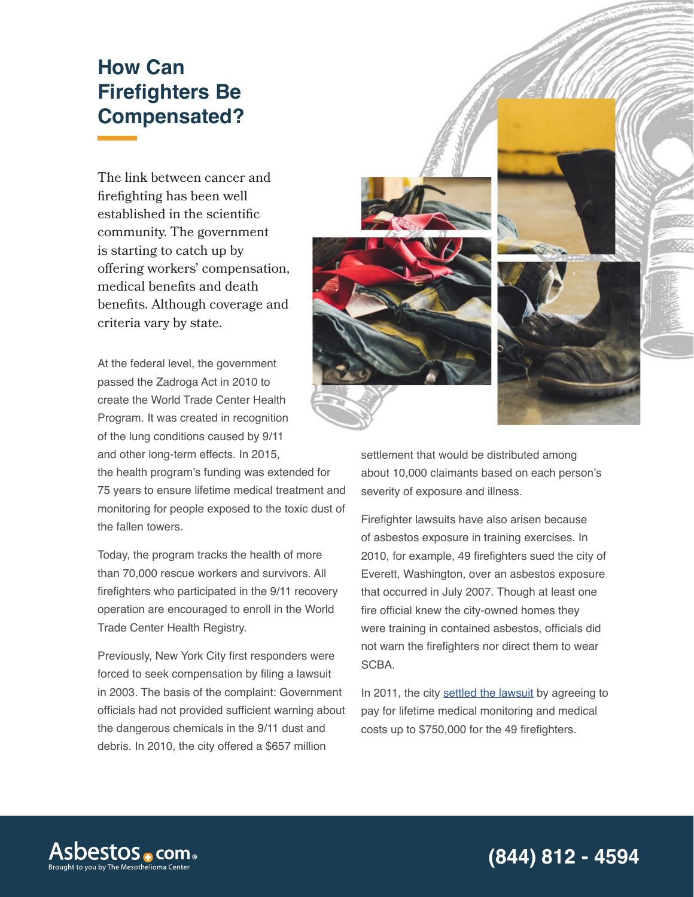## How Can Firefighters Be Compensated?

The link between cancer and firefighting has been well established in the scientific community. The government is starting to catch up by offering workers' compensation, medical benefits and death benefits. Although coverage and criteria vary by state.

At the federal level, the government passed the Zadroga Act in 2010 to create the World Trade Center Health Program. It was created in recognition of the lung conditions caused by 9/11 and other long-term effects. In 2015, the health program's funding was extended for 75 years to ensure lifetime medical treatment and monitoring for people exposed to the toxic dust of the fallen towers.

Today, the program tracks the health of more than 70,000 rescue workers and survivors. All firefighters who participated in the 9/11 recovery operation are encouraged to enroll in the World Trade Center Health Registry.

Previously, New York City first responders were forced to seek compensation by filing a lawsuit in 2003. The basis of the complaint: Government officials had not provided sufficient warning about the dangerous chemicals in the 9/11 dust and debris. In 2010, the city offered a $657 million settlement that would be distributed among about 10,000 claimants based on each person's severity of exposure and illness.

Firefighter lawsuits have also arisen because of asbestos exposure in training exercises. In 2010, for example, 49 firefighters sued the city of Everett, Washington, over an asbestos exposure that occurred in July 2007. Though at least one fire official knew the city-owned homes they were training in contained asbestos, officials did not warn the firefighters nor direct them to wear SCBA.

In 2011, the city settled the lawsuit by agreeing to pay for lifetime medical monitoring and medical costs up to $750,000 for the 49 firefighters.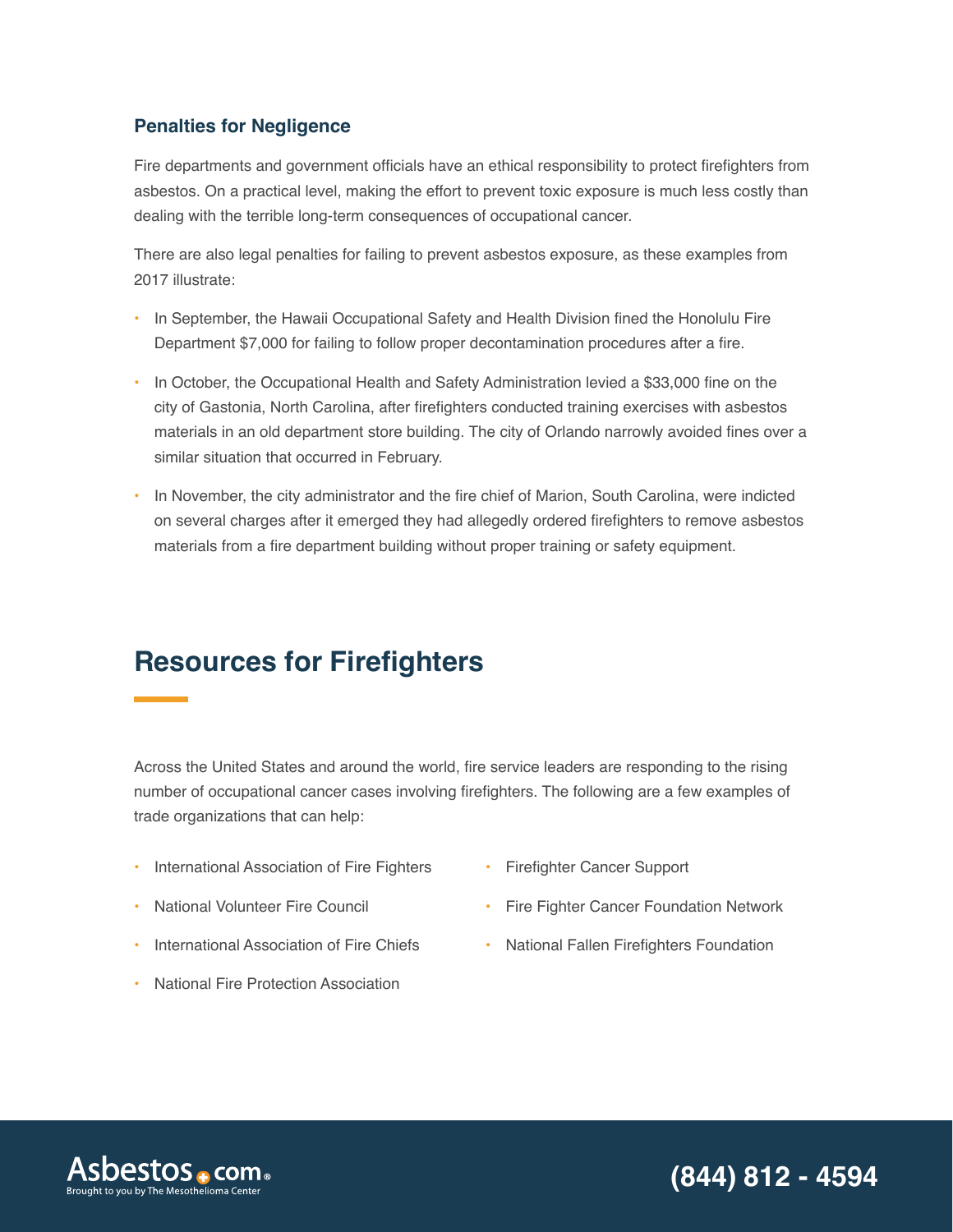### Penalties for Negligence

Fire departments and government officials have an ethical responsibility to protect firefighters from asbestos. On a practical level, making the effort to prevent toxic exposure is much less costly than dealing with the terrible long-term consequences of occupational cancer.

There are also legal penalties for failing to prevent asbestos exposure, as these examples from 2017 illustrate:

- In September, the Hawaii Occupational Safety and Health Division fined the Honolulu Fire Department $7,000 for failing to follow proper decontamination procedures after a fire.
- In October, the Occupational Health and Safety Administration levied a $33,000 fine on the city of Gastonia, North Carolina, after firefighters conducted training exercises with asbestos materials in an old department store building. The city of Orlando narrowly avoided fines over a similar situation that occurred in February.
- In November, the city administrator and the fire chief of Marion, South Carolina, were indicted on several charges after it emerged they had allegedly ordered firefighters to remove asbestos materials from a fire department building without proper training or safety equipment.

## Resources for Firefighters

Across the United States and around the world, fire service leaders are responding to the rising number of occupational cancer cases involving firefighters. The following are a few examples of trade organizations that can help:

- International Association of Fire Fighters
- National Volunteer Fire Council
- International Association of Fire Chiefs
- National Fire Protection Association
- Firefighter Cancer Support
- Fire Fighter Cancer Foundation Network
- National Fallen Firefighters Foundation

Asbestos.com
Brought to you by The Mesothelioma Center

(844) 812 - 4594